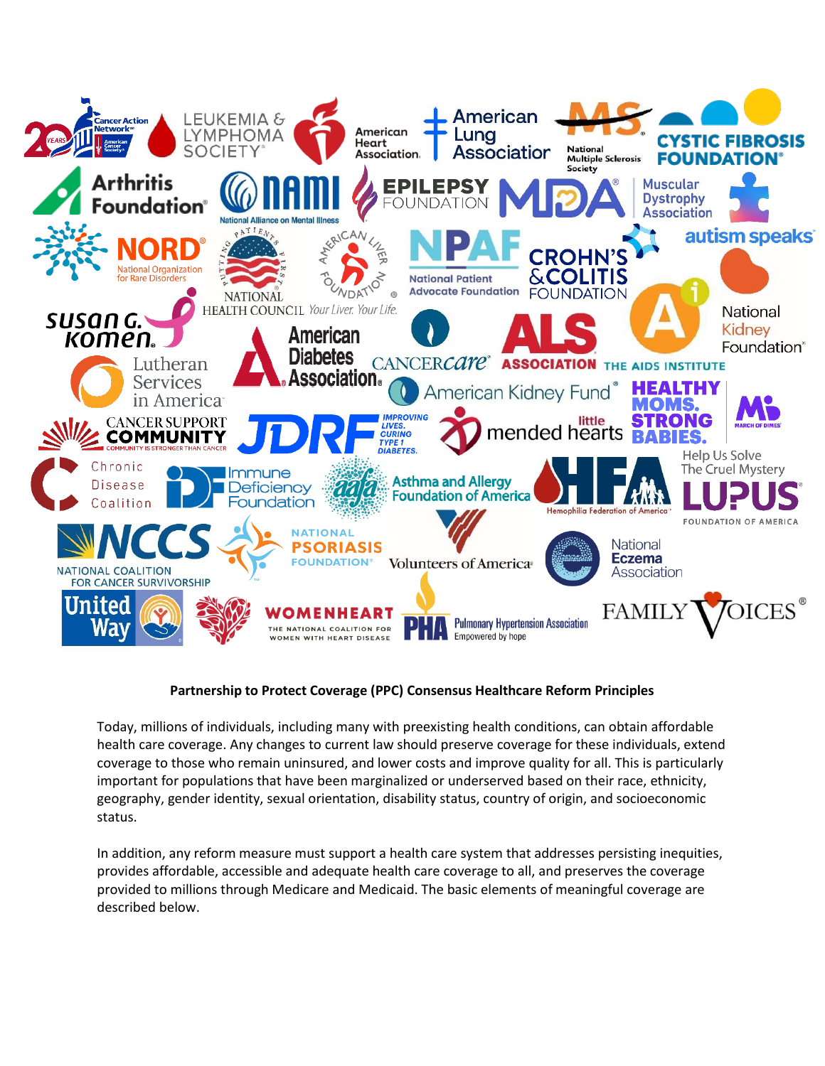**Partnership to Protect Coverage (PPC) Consensus Healthcare Reform Principles**

Today, millions of individuals, including many with preexisting health conditions, can obtain affordable health care coverage. Any changes to current law should preserve coverage for these individuals, extend coverage to those who remain uninsured, and lower costs and improve quality for all. This is particularly important for populations that have been marginalized or underserved based on their race, ethnicity, geography, gender identity, sexual orientation, disability status, country of origin, and socioeconomic status.

In addition, any reform measure must support a health care system that addresses persisting inequities, provides affordable, accessible and adequate health care coverage to all, and preserves the coverage provided to millions through Medicare and Medicaid. The basic elements of meaningful coverage are described below.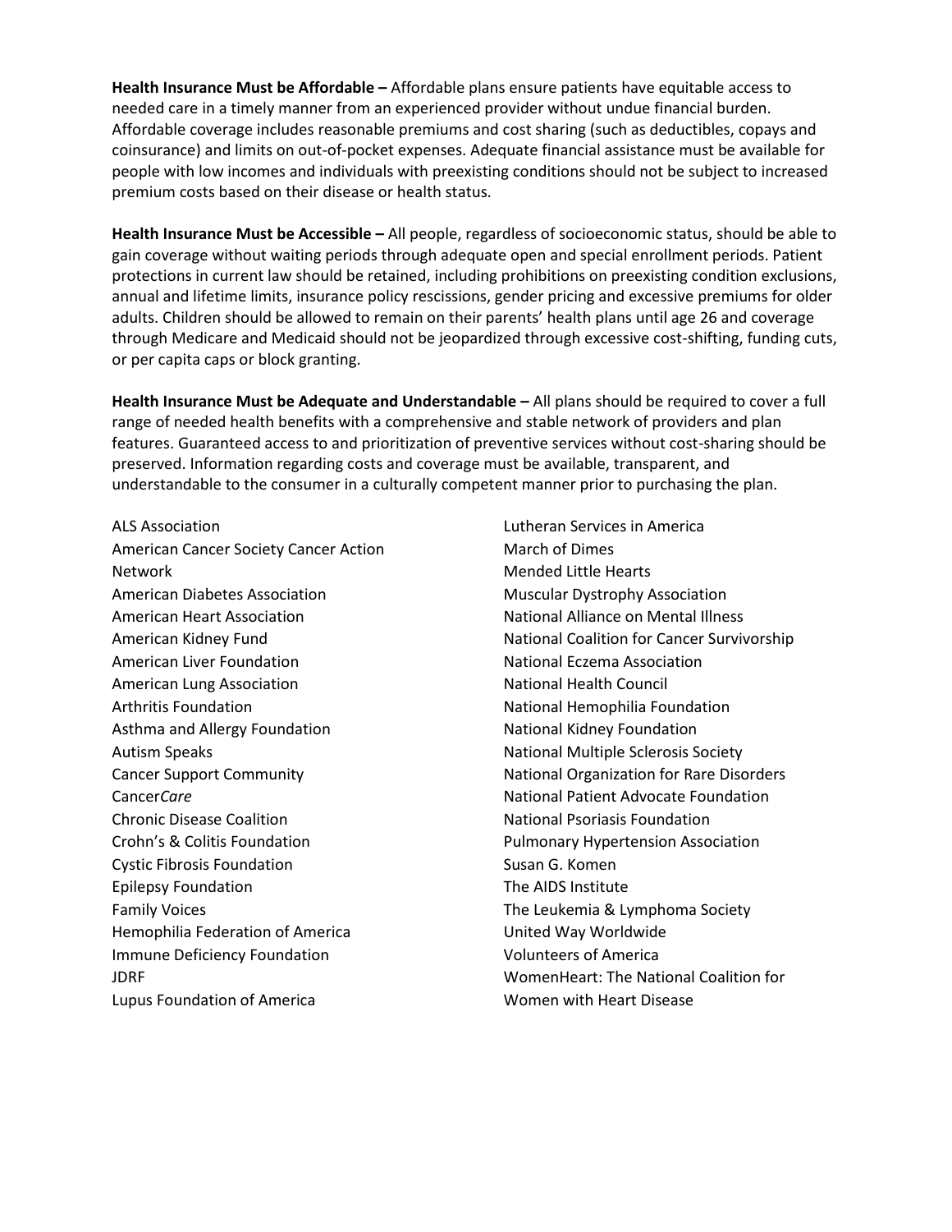**Health Insurance Must be Affordable –** Affordable plans ensure patients have equitable access to needed care in a timely manner from an experienced provider without undue financial burden. Affordable coverage includes reasonable premiums and cost sharing (such as deductibles, copays and coinsurance) and limits on out-of-pocket expenses. Adequate financial assistance must be available for people with low incomes and individuals with preexisting conditions should not be subject to increased premium costs based on their disease or health status.

**Health Insurance Must be Accessible –** All people, regardless of socioeconomic status, should be able to gain coverage without waiting periods through adequate open and special enrollment periods. Patient protections in current law should be retained, including prohibitions on preexisting condition exclusions, annual and lifetime limits, insurance policy rescissions, gender pricing and excessive premiums for older adults. Children should be allowed to remain on their parents' health plans until age 26 and coverage through Medicare and Medicaid should not be jeopardized through excessive cost-shifting, funding cuts, or per capita caps or block granting.

**Health Insurance Must be Adequate and Understandable –** All plans should be required to cover a full range of needed health benefits with a comprehensive and stable network of providers and plan features. Guaranteed access to and prioritization of preventive services without cost-sharing should be preserved. Information regarding costs and coverage must be available, transparent, and understandable to the consumer in a culturally competent manner prior to purchasing the plan.

ALS Association
American Cancer Society Cancer Action Network
American Diabetes Association
American Heart Association
American Kidney Fund
American Liver Foundation
American Lung Association
Arthritis Foundation
Asthma and Allergy Foundation
Autism Speaks
Cancer Support Community
Cancer*Care*
Chronic Disease Coalition
Crohn's & Colitis Foundation
Cystic Fibrosis Foundation
Epilepsy Foundation
Family Voices
Hemophilia Federation of America
Immune Deficiency Foundation
JDRF
Lupus Foundation of America
Lutheran Services in America
March of Dimes
Mended Little Hearts
Muscular Dystrophy Association
National Alliance on Mental Illness
National Coalition for Cancer Survivorship
National Eczema Association
National Health Council
National Hemophilia Foundation
National Kidney Foundation
National Multiple Sclerosis Society
National Organization for Rare Disorders
National Patient Advocate Foundation
National Psoriasis Foundation
Pulmonary Hypertension Association
Susan G. Komen
The AIDS Institute
The Leukemia & Lymphoma Society
United Way Worldwide
Volunteers of America
WomenHeart: The National Coalition for Women with Heart Disease